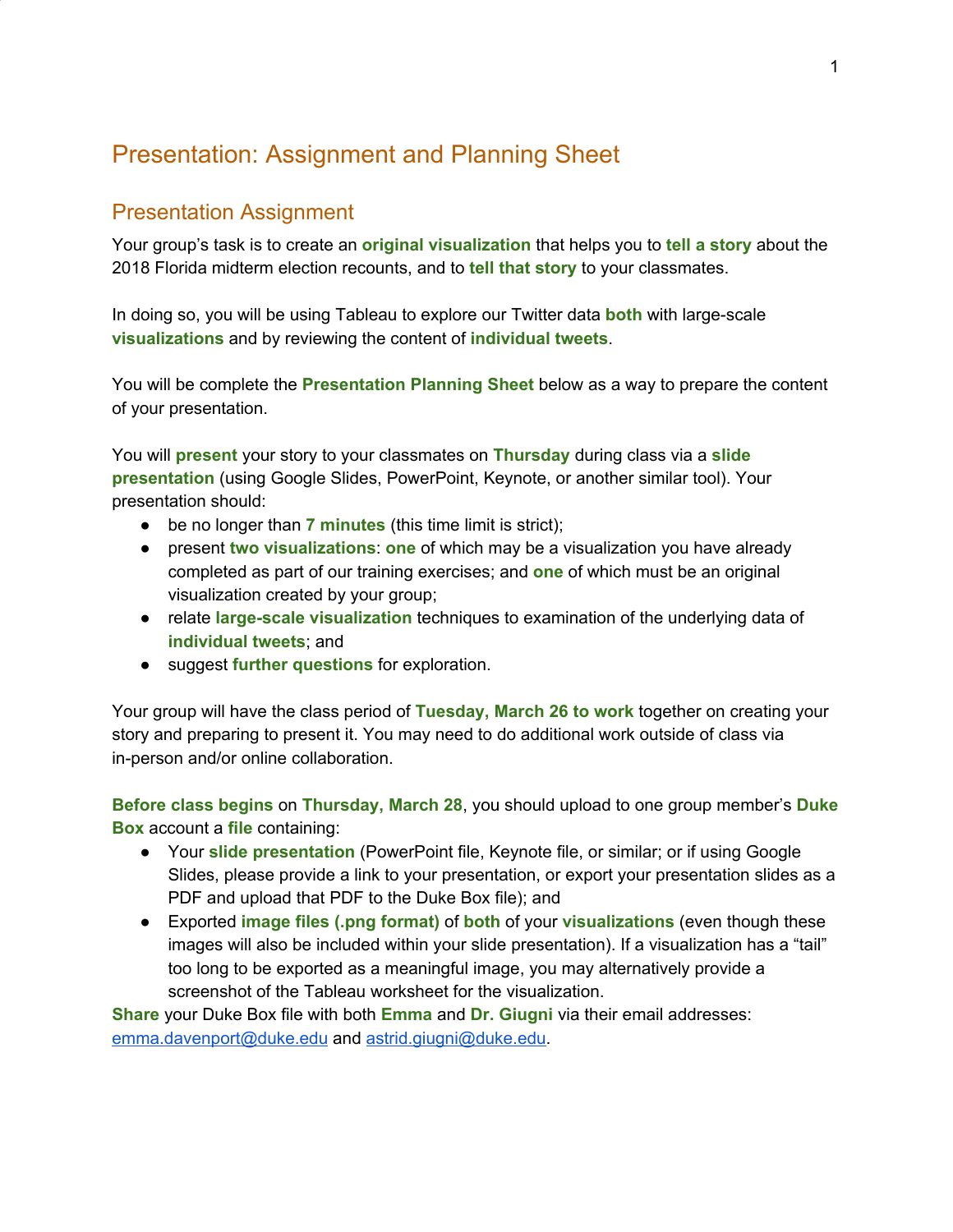# Presentation: Assignment and Planning Sheet

## Presentation Assignment

Your group's task is to create an **original visualization** that helps you to **tell a story** about the 2018 Florida midterm election recounts, and to **tell that story** to your classmates.

In doing so, you will be using Tableau to explore our Twitter data **both** with large-scale **visualizations** and by reviewing the content of **individual tweets**.

You will be complete the **Presentation Planning Sheet** below as a way to prepare the content of your presentation.

You will **present** your story to your classmates on **Thursday** during class via a **slide presentation** (using Google Slides, PowerPoint, Keynote, or another similar tool). Your presentation should:

- be no longer than **7 minutes** (this time limit is strict);
- present **two visualizations**: **one** of which may be a visualization you have already completed as part of our training exercises; and **one** of which must be an original visualization created by your group;
- relate **large-scale visualization** techniques to examination of the underlying data of **individual tweets**; and
- suggest **further questions** for exploration.

Your group will have the class period of **Tuesday, March 26 to work** together on creating your story and preparing to present it. You may need to do additional work outside of class via in-person and/or online collaboration.

**Before class begins** on **Thursday, March 28**, you should upload to one group member's **Duke Box** account a **file** containing:

- Your **slide presentation** (PowerPoint file, Keynote file, or similar; or if using Google Slides, please provide a link to your presentation, or export your presentation slides as a PDF and upload that PDF to the Duke Box file); and
- Exported **image files (.png format)** of **both** of your **visualizations** (even though these images will also be included within your slide presentation). If a visualization has a "tail" too long to be exported as a meaningful image, you may alternatively provide a screenshot of the Tableau worksheet for the visualization.

**Share** your Duke Box file with both **Emma** and **Dr. Giugni** via their email addresses: emma.davenport@duke.edu and astrid.giugni@duke.edu.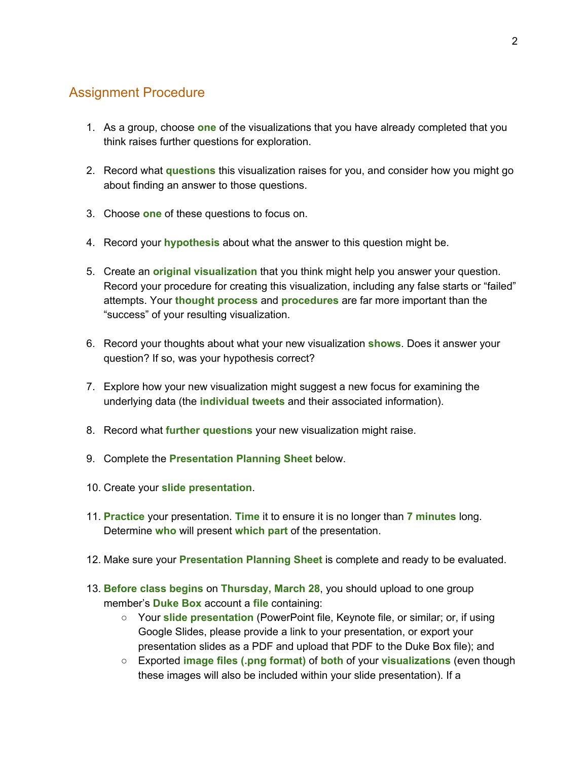## Assignment Procedure

1. As a group, choose **one** of the visualizations that you have already completed that you think raises further questions for exploration.

2. Record what **questions** this visualization raises for you, and consider how you might go about finding an answer to those questions.

3. Choose **one** of these questions to focus on.

4. Record your **hypothesis** about what the answer to this question might be.

5. Create an **original visualization** that you think might help you answer your question. Record your procedure for creating this visualization, including any false starts or "failed" attempts. Your **thought process** and **procedures** are far more important than the "success" of your resulting visualization.

6. Record your thoughts about what your new visualization **shows**. Does it answer your question? If so, was your hypothesis correct?

7. Explore how your new visualization might suggest a new focus for examining the underlying data (the **individual tweets** and their associated information).

8. Record what **further questions** your new visualization might raise.

9. Complete the **Presentation Planning Sheet** below.

10. Create your **slide presentation**.

11. **Practice** your presentation. **Time** it to ensure it is no longer than **7 minutes** long. Determine **who** will present **which part** of the presentation.

12. Make sure your **Presentation Planning Sheet** is complete and ready to be evaluated.

13. **Before class begins** on **Thursday, March 28**, you should upload to one group member's **Duke Box** account a **file** containing:
    - Your **slide presentation** (PowerPoint file, Keynote file, or similar; or, if using Google Slides, please provide a link to your presentation, or export your presentation slides as a PDF and upload that PDF to the Duke Box file); and
    - Exported **image files (.png format)** of **both** of your **visualizations** (even though these images will also be included within your slide presentation). If a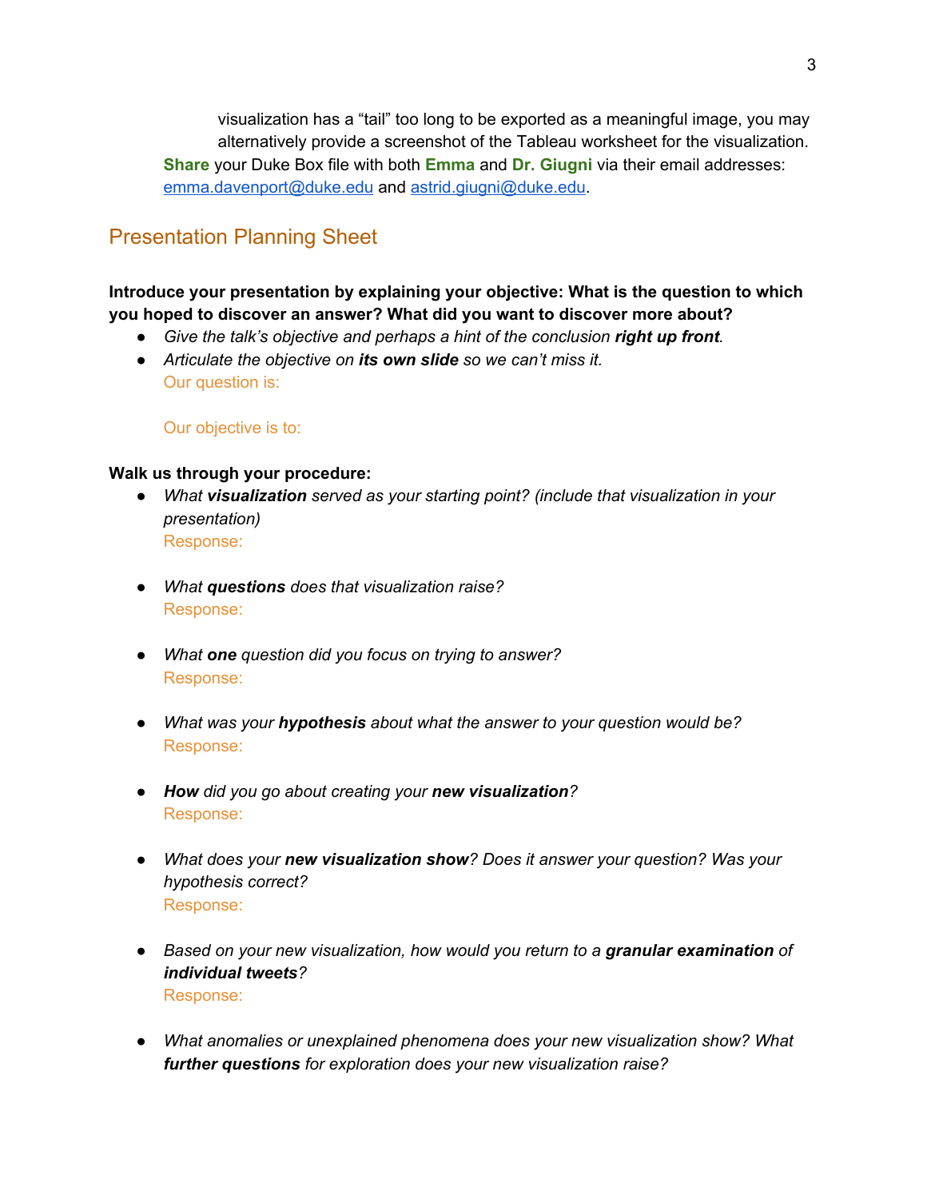visualization has a "tail" too long to be exported as a meaningful image, you may alternatively provide a screenshot of the Tableau worksheet for the visualization.

**Share** your Duke Box file with both **Emma** and **Dr. Giugni** via their email addresses: [emma.davenport@duke.edu](mailto:emma.davenport@duke.edu) and [astrid.giugni@duke.edu](mailto:astrid.giugni@duke.edu).

## Presentation Planning Sheet

**Introduce your presentation by explaining your objective: What is the question to which you hoped to discover an answer? What did you want to discover more about?**

- *Give the talk's objective and perhaps a hint of the conclusion **right up front**.*
- *Articulate the objective on **its own slide** so we can't miss it.*

  Our question is:

  Our objective is to:

**Walk us through your procedure:**

- *What **visualization** served as your starting point? (include that visualization in your presentation)*

  Response:

- *What **questions** does that visualization raise?*

  Response:

- *What **one** question did you focus on trying to answer?*

  Response:

- *What was your **hypothesis** about what the answer to your question would be?*

  Response:

- ***How** did you go about creating your **new visualization**?*

  Response:

- *What does your **new visualization show**? Does it answer your question? Was your hypothesis correct?*

  Response:

- *Based on your new visualization, how would you return to a **granular examination** of **individual tweets**?*

  Response:

- *What anomalies or unexplained phenomena does your new visualization show? What **further questions** for exploration does your new visualization raise?*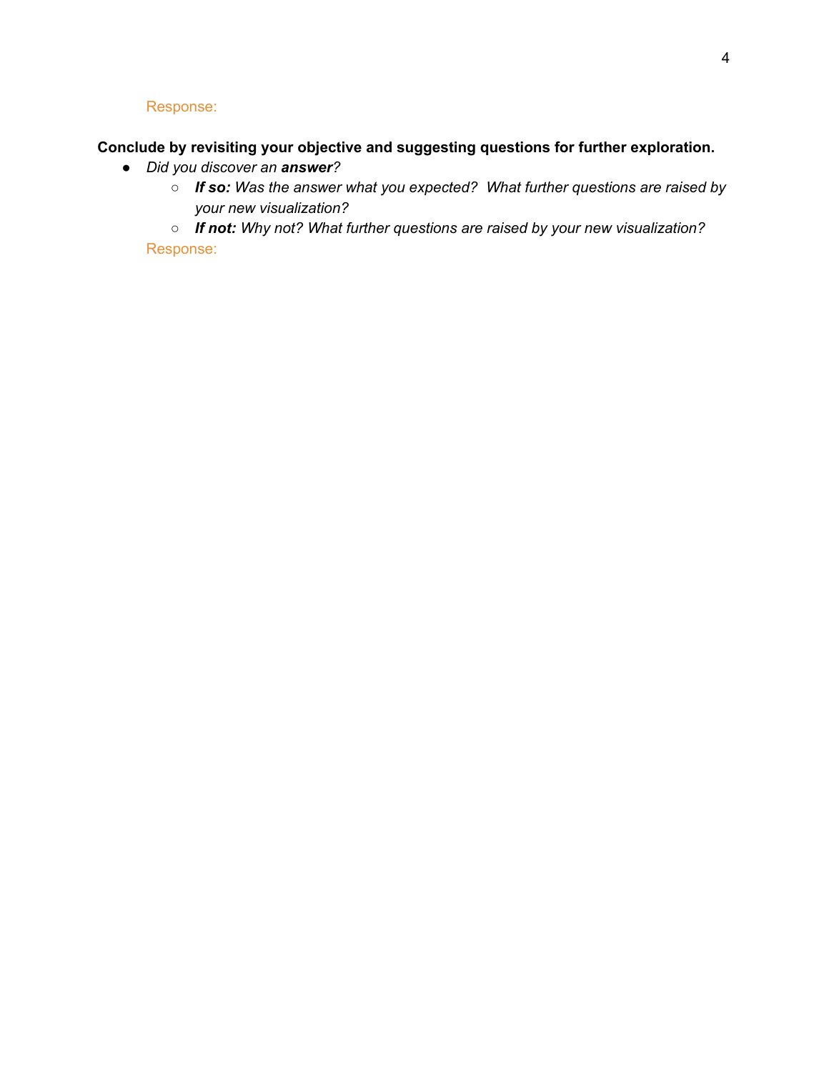Response:

**Conclude by revisiting your objective and suggesting questions for further exploration.**

- *Did you discover an* ***answer****?*
    - ***If so:*** *Was the answer what you expected? What further questions are raised by your new visualization?*
    - ***If not:*** *Why not? What further questions are raised by your new visualization?*

Response: